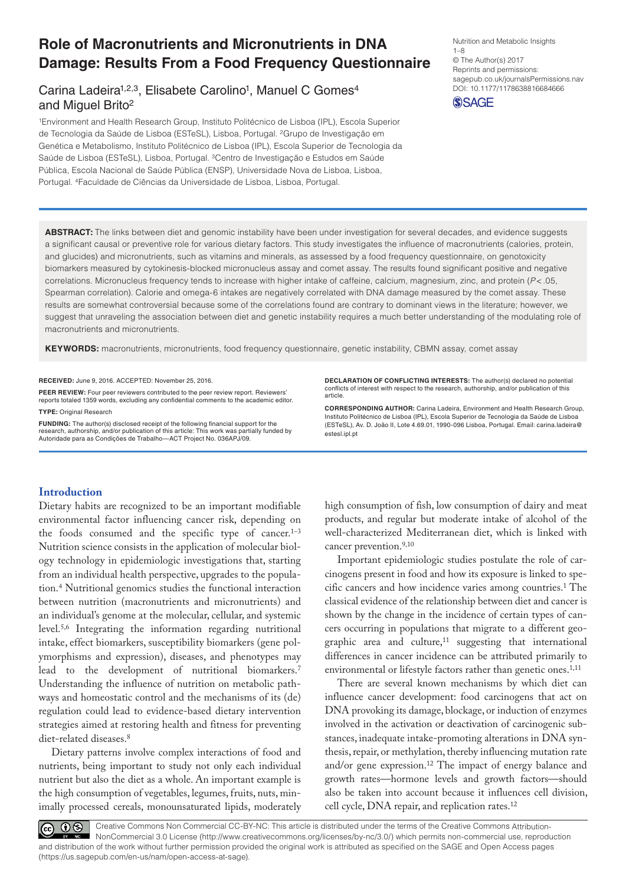# Role of Macronutrients and Micronutrients in DNA Damage: Results From a Food Frequency Questionnaire

Carina Ladeira[1,2,3], Elisabete Carolino[1], Manuel C Gomes[4] and Miguel Brito[2]

[1]Environment and Health Research Group, Instituto Politécnico de Lisboa (IPL), Escola Superior de Tecnologia da Saúde de Lisboa (ESTeSL), Lisboa, Portugal. [2]Grupo de Investigação em Genética e Metabolismo, Instituto Politécnico de Lisboa (IPL), Escola Superior de Tecnologia da Saúde de Lisboa (ESTeSL), Lisboa, Portugal. [3]Centro de Investigação e Estudos em Saúde Pública, Escola Nacional de Saúde Pública (ENSP), Universidade Nova de Lisboa, Lisboa, Portugal. [4]Faculdade de Ciências da Universidade de Lisboa, Lisboa, Portugal.

Nutrition and Metabolic Insights
1–8
© The Author(s) 2017
Reprints and permissions: sagepub.co.uk/journalsPermissions.nav
DOI: 10.1177/1178638816684666

**ABSTRACT:** The links between diet and genomic instability have been under investigation for several decades, and evidence suggests a significant causal or preventive role for various dietary factors. This study investigates the influence of macronutrients (calories, protein, and glucides) and micronutrients, such as vitamins and minerals, as assessed by a food frequency questionnaire, on genotoxicity biomarkers measured by cytokinesis-blocked micronucleus assay and comet assay. The results found significant positive and negative correlations. Micronucleus frequency tends to increase with higher intake of caffeine, calcium, magnesium, zinc, and protein ($P < .05$, Spearman correlation). Calorie and omega-6 intakes are negatively correlated with DNA damage measured by the comet assay. These results are somewhat controversial because some of the correlations found are contrary to dominant views in the literature; however, we suggest that unraveling the association between diet and genetic instability requires a much better understanding of the modulating role of macronutrients and micronutrients.

**KEYWORDS:** macronutrients, micronutrients, food frequency questionnaire, genetic instability, CBMN assay, comet assay

**RECEIVED:** June 9, 2016. ACCEPTED: November 25, 2016.

**PEER REVIEW:** Four peer reviewers contributed to the peer review report. Reviewers' reports totaled 1359 words, excluding any confidential comments to the academic editor.

**TYPE:** Original Research

**FUNDING:** The author(s) disclosed receipt of the following financial support for the research, authorship, and/or publication of this article: This work was partially funded by Autoridade para as Condições de Trabalho—ACT Project No. 036APJ/09.

**DECLARATION OF CONFLICTING INTERESTS:** The author(s) declared no potential conflicts of interest with respect to the research, authorship, and/or publication of this article.

**CORRESPONDING AUTHOR:** Carina Ladeira, Environment and Health Research Group, Instituto Politécnico de Lisboa (IPL), Escola Superior de Tecnologia da Saúde de Lisboa (ESTeSL), Av. D. João II, Lote 4.69.01, 1990-096 Lisboa, Portugal. Email: carina.ladeira@estesl.ipl.pt

## Introduction

Dietary habits are recognized to be an important modifiable environmental factor influencing cancer risk, depending on the foods consumed and the specific type of cancer.[1–3] Nutrition science consists in the application of molecular biology technology in epidemiologic investigations that, starting from an individual health perspective, upgrades to the population.[4] Nutritional genomics studies the functional interaction between nutrition (macronutrients and micronutrients) and an individual's genome at the molecular, cellular, and systemic level.[5,6] Integrating the information regarding nutritional intake, effect biomarkers, susceptibility biomarkers (gene polymorphisms and expression), diseases, and phenotypes may lead to the development of nutritional biomarkers.[7] Understanding the influence of nutrition on metabolic pathways and homeostatic control and the mechanisms of its (de) regulation could lead to evidence-based dietary intervention strategies aimed at restoring health and fitness for preventing diet-related diseases.[8]

Dietary patterns involve complex interactions of food and nutrients, being important to study not only each individual nutrient but also the diet as a whole. An important example is the high consumption of vegetables, legumes, fruits, nuts, minimally processed cereals, monounsaturated lipids, moderately high consumption of fish, low consumption of dairy and meat products, and regular but moderate intake of alcohol of the well-characterized Mediterranean diet, which is linked with cancer prevention.[9,10]

Important epidemiologic studies postulate the role of carcinogens present in food and how its exposure is linked to specific cancers and how incidence varies among countries.[1] The classical evidence of the relationship between diet and cancer is shown by the change in the incidence of certain types of cancers occurring in populations that migrate to a different geographic area and culture,[11] suggesting that international differences in cancer incidence can be attributed primarily to environmental or lifestyle factors rather than genetic ones.[1,11]

There are several known mechanisms by which diet can influence cancer development: food carcinogens that act on DNA provoking its damage, blockage, or induction of enzymes involved in the activation or deactivation of carcinogenic substances, inadequate intake-promoting alterations in DNA synthesis, repair, or methylation, thereby influencing mutation rate and/or gene expression.[12] The impact of energy balance and growth rates—hormone levels and growth factors—should also be taken into account because it influences cell division, cell cycle, DNA repair, and replication rates.[12]

Creative Commons Non Commercial CC-BY-NC: This article is distributed under the terms of the Creative Commons Attribution-NonCommercial 3.0 License (http://www.creativecommons.org/licenses/by-nc/3.0/) which permits non-commercial use, reproduction and distribution of the work without further permission provided the original work is attributed as specified on the SAGE and Open Access pages (https://us.sagepub.com/en-us/nam/open-access-at-sage).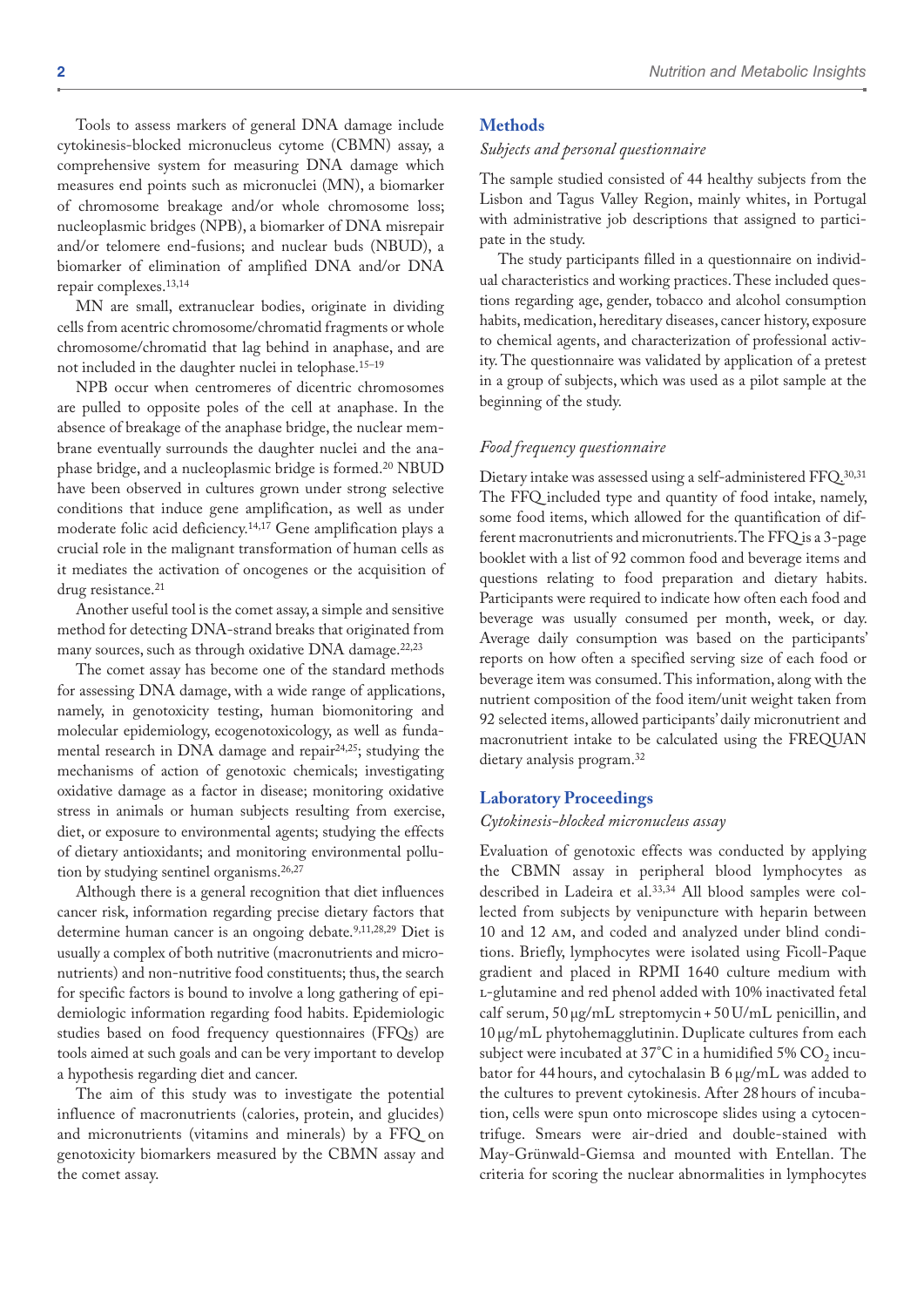Tools to assess markers of general DNA damage include cytokinesis-blocked micronucleus cytome (CBMN) assay, a comprehensive system for measuring DNA damage which measures end points such as micronuclei (MN), a biomarker of chromosome breakage and/or whole chromosome loss; nucleoplasmic bridges (NPB), a biomarker of DNA misrepair and/or telomere end-fusions; and nuclear buds (NBUD), a biomarker of elimination of amplified DNA and/or DNA repair complexes.[13,14]

MN are small, extranuclear bodies, originate in dividing cells from acentric chromosome/chromatid fragments or whole chromosome/chromatid that lag behind in anaphase, and are not included in the daughter nuclei in telophase.[15–19]

NPB occur when centromeres of dicentric chromosomes are pulled to opposite poles of the cell at anaphase. In the absence of breakage of the anaphase bridge, the nuclear membrane eventually surrounds the daughter nuclei and the anaphase bridge, and a nucleoplasmic bridge is formed.[20] NBUD have been observed in cultures grown under strong selective conditions that induce gene amplification, as well as under moderate folic acid deficiency.[14,17] Gene amplification plays a crucial role in the malignant transformation of human cells as it mediates the activation of oncogenes or the acquisition of drug resistance.[21]

Another useful tool is the comet assay, a simple and sensitive method for detecting DNA-strand breaks that originated from many sources, such as through oxidative DNA damage.[22,23]

The comet assay has become one of the standard methods for assessing DNA damage, with a wide range of applications, namely, in genotoxicity testing, human biomonitoring and molecular epidemiology, ecogenotoxicology, as well as fundamental research in DNA damage and repair[24,25]; studying the mechanisms of action of genotoxic chemicals; investigating oxidative damage as a factor in disease; monitoring oxidative stress in animals or human subjects resulting from exercise, diet, or exposure to environmental agents; studying the effects of dietary antioxidants; and monitoring environmental pollution by studying sentinel organisms.[26,27]

Although there is a general recognition that diet influences cancer risk, information regarding precise dietary factors that determine human cancer is an ongoing debate.[9,11,28,29] Diet is usually a complex of both nutritive (macronutrients and micronutrients) and non-nutritive food constituents; thus, the search for specific factors is bound to involve a long gathering of epidemiologic information regarding food habits. Epidemiologic studies based on food frequency questionnaires (FFQs) are tools aimed at such goals and can be very important to develop a hypothesis regarding diet and cancer.

The aim of this study was to investigate the potential influence of macronutrients (calories, protein, and glucides) and micronutrients (vitamins and minerals) by a FFQ on genotoxicity biomarkers measured by the CBMN assay and the comet assay.

## Methods

### *Subjects and personal questionnaire*

The sample studied consisted of 44 healthy subjects from the Lisbon and Tagus Valley Region, mainly whites, in Portugal with administrative job descriptions that assigned to participate in the study.

The study participants filled in a questionnaire on individual characteristics and working practices. These included questions regarding age, gender, tobacco and alcohol consumption habits, medication, hereditary diseases, cancer history, exposure to chemical agents, and characterization of professional activity. The questionnaire was validated by application of a pretest in a group of subjects, which was used as a pilot sample at the beginning of the study.

### *Food frequency questionnaire*

Dietary intake was assessed using a self-administered FFQ.[30,31] The FFQ included type and quantity of food intake, namely, some food items, which allowed for the quantification of different macronutrients and micronutrients. The FFQ is a 3-page booklet with a list of 92 common food and beverage items and questions relating to food preparation and dietary habits. Participants were required to indicate how often each food and beverage was usually consumed per month, week, or day. Average daily consumption was based on the participants' reports on how often a specified serving size of each food or beverage item was consumed. This information, along with the nutrient composition of the food item/unit weight taken from 92 selected items, allowed participants' daily micronutrient and macronutrient intake to be calculated using the FREQUAN dietary analysis program.[32]

## Laboratory Proceedings

### *Cytokinesis-blocked micronucleus assay*

Evaluation of genotoxic effects was conducted by applying the CBMN assay in peripheral blood lymphocytes as described in Ladeira et al.[33,34] All blood samples were collected from subjects by venipuncture with heparin between 10 and 12 AM, and coded and analyzed under blind conditions. Briefly, lymphocytes were isolated using Ficoll-Paque gradient and placed in RPMI 1640 culture medium with L-glutamine and red phenol added with 10% inactivated fetal calf serum, 50 µg/mL streptomycin + 50 U/mL penicillin, and 10 µg/mL phytohemagglutinin. Duplicate cultures from each subject were incubated at 37°C in a humidified 5% $CO_2$ incubator for 44 hours, and cytochalasin B 6 µg/mL was added to the cultures to prevent cytokinesis. After 28 hours of incubation, cells were spun onto microscope slides using a cytocentrifuge. Smears were air-dried and double-stained with May-Grünwald-Giemsa and mounted with Entellan. The criteria for scoring the nuclear abnormalities in lymphocytes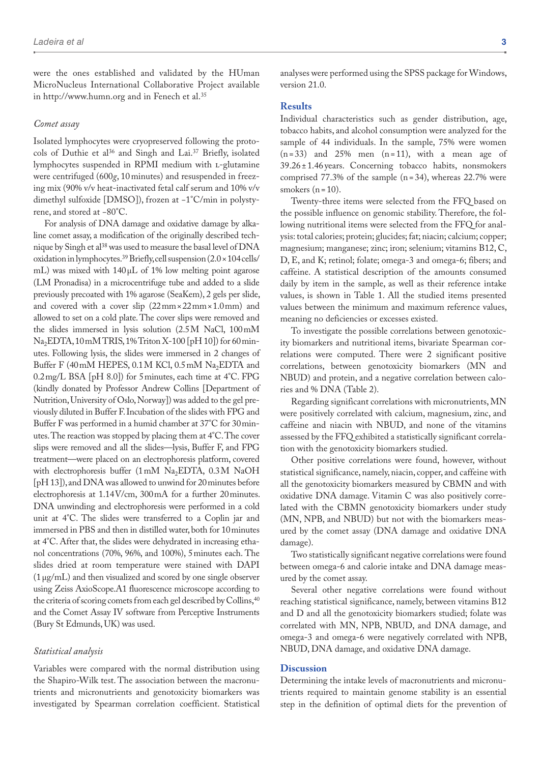were the ones established and validated by the HUman MicroNucleus International Collaborative Project available in http://www.humn.org and in Fenech et al.[35]

### *Comet assay*

Isolated lymphocytes were cryopreserved following the protocols of Duthie et al[36] and Singh and Lai.[37] Briefly, isolated lymphocytes suspended in RPMI medium with L-glutamine were centrifuged (600*g*, 10 minutes) and resuspended in freezing mix (90% v/v heat-inactivated fetal calf serum and 10% v/v dimethyl sulfoxide [DMSO]), frozen at −1°C/min in polystyrene, and stored at −80°C.

For analysis of DNA damage and oxidative damage by alkaline comet assay, a modification of the originally described technique by Singh et al[38] was used to measure the basal level of DNA oxidation in lymphocytes.[39] Briefly, cell suspension ($2.0 \times 104$ cells/mL) was mixed with 140 µL of 1% low melting point agarose (LM Pronadisa) in a microcentrifuge tube and added to a slide previously precoated with 1% agarose (SeaKem), 2 gels per slide, and covered with a cover slip (22 mm × 22 mm × 1.0 mm) and allowed to set on a cold plate. The cover slips were removed and the slides immersed in lysis solution (2.5 M NaCl, 100 mM $Na_2EDTA$, 10 mM TRIS, 1% Triton X-100 [pH 10]) for 60 minutes. Following lysis, the slides were immersed in 2 changes of Buffer F (40 mM HEPES, 0.1 M KCl, 0.5 mM $Na_2EDTA$ and 0.2 mg/L BSA [pH 8.0]) for 5 minutes, each time at 4°C. FPG (kindly donated by Professor Andrew Collins [Department of Nutrition, University of Oslo, Norway]) was added to the gel previously diluted in Buffer F. Incubation of the slides with FPG and Buffer F was performed in a humid chamber at 37°C for 30 minutes. The reaction was stopped by placing them at 4°C. The cover slips were removed and all the slides—lysis, Buffer F, and FPG treatment—were placed on an electrophoresis platform, covered with electrophoresis buffer (1 mM $Na_2EDTA$, 0.3 M NaOH [pH 13]), and DNA was allowed to unwind for 20 minutes before electrophoresis at 1.14 V/cm, 300 mA for a further 20 minutes. DNA unwinding and electrophoresis were performed in a cold unit at 4°C. The slides were transferred to a Coplin jar and immersed in PBS and then in distilled water, both for 10 minutes at 4°C. After that, the slides were dehydrated in increasing ethanol concentrations (70%, 96%, and 100%), 5 minutes each. The slides dried at room temperature were stained with DAPI (1 µg/mL) and then visualized and scored by one single observer using Zeiss AxioScope.A1 fluorescence microscope according to the criteria of scoring comets from each gel described by Collins,[40] and the Comet Assay IV software from Perceptive Instruments (Bury St Edmunds, UK) was used.

### *Statistical analysis*

Variables were compared with the normal distribution using the Shapiro-Wilk test. The association between the macronutrients and micronutrients and genotoxicity biomarkers was investigated by Spearman correlation coefficient. Statistical analyses were performed using the SPSS package for Windows, version 21.0.

## Results

Individual characteristics such as gender distribution, age, tobacco habits, and alcohol consumption were analyzed for the sample of 44 individuals. In the sample, 75% were women ($n = 33$) and 25% men ($n = 11$), with a mean age of $39.26 \pm 1.46$ years. Concerning tobacco habits, nonsmokers comprised 77.3% of the sample ($n = 34$), whereas 22.7% were smokers ($n = 10$).

Twenty-three items were selected from the FFQ based on the possible influence on genomic stability. Therefore, the following nutritional items were selected from the FFQ for analysis: total calories; protein; glucides; fat; niacin; calcium; copper; magnesium; manganese; zinc; iron; selenium; vitamins B12, C, D, E, and K; retinol; folate; omega-3 and omega-6; fibers; and caffeine. A statistical description of the amounts consumed daily by item in the sample, as well as their reference intake values, is shown in Table 1. All the studied items presented values between the minimum and maximum reference values, meaning no deficiencies or excesses existed.

To investigate the possible correlations between genotoxicity biomarkers and nutritional items, bivariate Spearman correlations were computed. There were 2 significant positive correlations, between genotoxicity biomarkers (MN and NBUD) and protein, and a negative correlation between calories and % DNA (Table 2).

Regarding significant correlations with micronutrients, MN were positively correlated with calcium, magnesium, zinc, and caffeine and niacin with NBUD, and none of the vitamins assessed by the FFQ exhibited a statistically significant correlation with the genotoxicity biomarkers studied.

Other positive correlations were found, however, without statistical significance, namely, niacin, copper, and caffeine with all the genotoxicity biomarkers measured by CBMN and with oxidative DNA damage. Vitamin C was also positively correlated with the CBMN genotoxicity biomarkers under study (MN, NPB, and NBUD) but not with the biomarkers measured by the comet assay (DNA damage and oxidative DNA damage).

Two statistically significant negative correlations were found between omega-6 and calorie intake and DNA damage measured by the comet assay.

Several other negative correlations were found without reaching statistical significance, namely, between vitamins B12 and D and all the genotoxicity biomarkers studied; folate was correlated with MN, NPB, NBUD, and DNA damage, and omega-3 and omega-6 were negatively correlated with NPB, NBUD, DNA damage, and oxidative DNA damage.

## Discussion

Determining the intake levels of macronutrients and micronutrients required to maintain genome stability is an essential step in the definition of optimal diets for the prevention of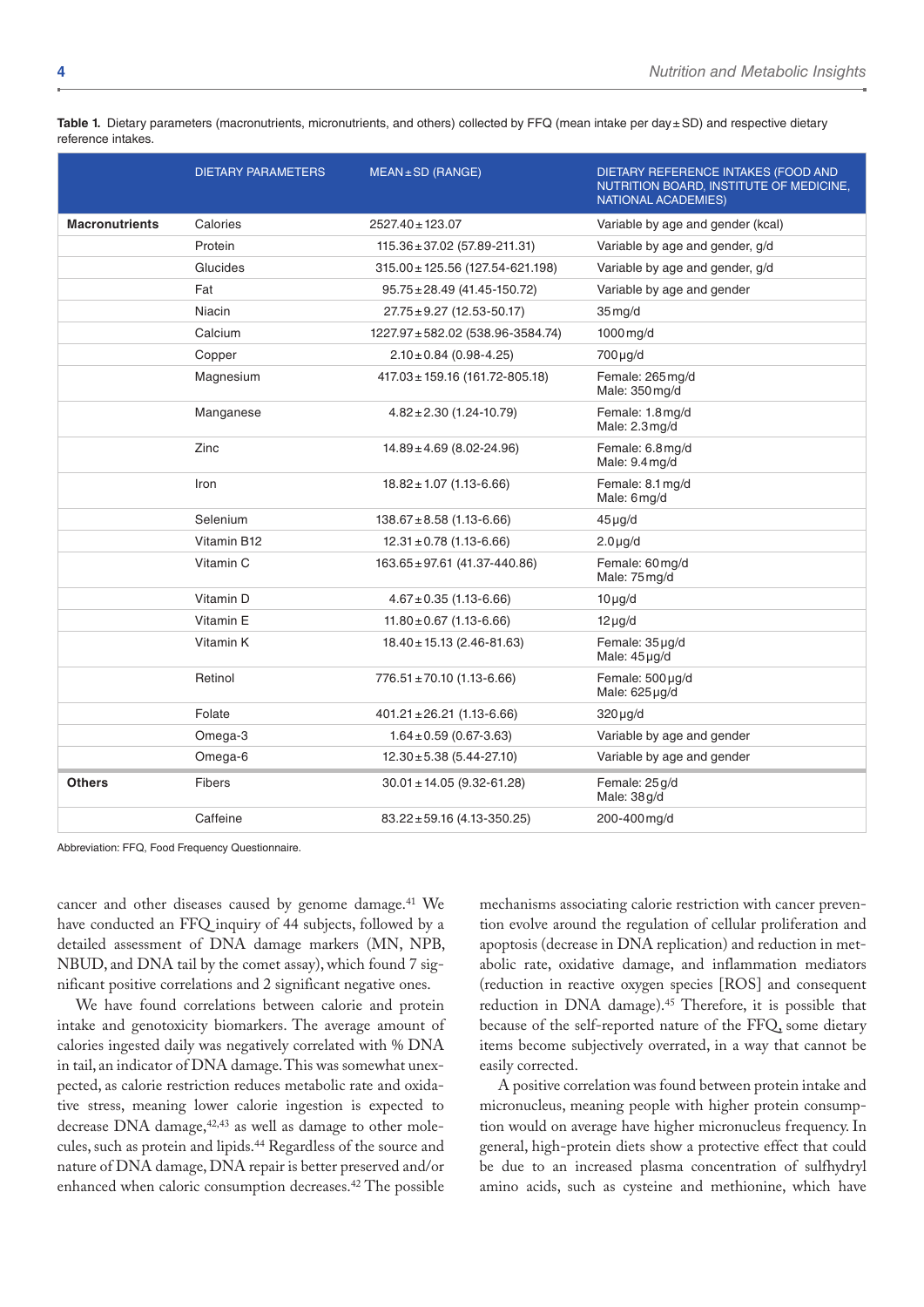**Table 1.** Dietary parameters (macronutrients, micronutrients, and others) collected by FFQ (mean intake per day ± SD) and respective dietary reference intakes.

| | DIETARY PARAMETERS | MEAN ± SD (RANGE) | DIETARY REFERENCE INTAKES (FOOD AND NUTRITION BOARD, INSTITUTE OF MEDICINE, NATIONAL ACADEMIES) |
|---|---|---|---|
| **Macronutrients** | Calories | 2527.40 ± 123.07 | Variable by age and gender (kcal) |
| | Protein | 115.36 ± 37.02 (57.89-211.31) | Variable by age and gender, g/d |
| | Glucides | 315.00 ± 125.56 (127.54-621.198) | Variable by age and gender, g/d |
| | Fat | 95.75 ± 28.49 (41.45-150.72) | Variable by age and gender |
| | Niacin | 27.75 ± 9.27 (12.53-50.17) | 35 mg/d |
| | Calcium | 1227.97 ± 582.02 (538.96-3584.74) | 1000 mg/d |
| | Copper | 2.10 ± 0.84 (0.98-4.25) | 700 µg/d |
| | Magnesium | 417.03 ± 159.16 (161.72-805.18) | Female: 265 mg/d<br>Male: 350 mg/d |
| | Manganese | 4.82 ± 2.30 (1.24-10.79) | Female: 1.8 mg/d<br>Male: 2.3 mg/d |
| | Zinc | 14.89 ± 4.69 (8.02-24.96) | Female: 6.8 mg/d<br>Male: 9.4 mg/d |
| | Iron | 18.82 ± 1.07 (1.13-6.66) | Female: 8.1 mg/d<br>Male: 6 mg/d |
| | Selenium | 138.67 ± 8.58 (1.13-6.66) | 45 µg/d |
| | Vitamin B12 | 12.31 ± 0.78 (1.13-6.66) | 2.0 µg/d |
| | Vitamin C | 163.65 ± 97.61 (41.37-440.86) | Female: 60 mg/d<br>Male: 75 mg/d |
| | Vitamin D | 4.67 ± 0.35 (1.13-6.66) | 10 µg/d |
| | Vitamin E | 11.80 ± 0.67 (1.13-6.66) | 12 µg/d |
| | Vitamin K | 18.40 ± 15.13 (2.46-81.63) | Female: 35 µg/d<br>Male: 45 µg/d |
| | Retinol | 776.51 ± 70.10 (1.13-6.66) | Female: 500 µg/d<br>Male: 625 µg/d |
| | Folate | 401.21 ± 26.21 (1.13-6.66) | 320 µg/d |
| | Omega-3 | 1.64 ± 0.59 (0.67-3.63) | Variable by age and gender |
| | Omega-6 | 12.30 ± 5.38 (5.44-27.10) | Variable by age and gender |
| **Others** | Fibers | 30.01 ± 14.05 (9.32-61.28) | Female: 25 g/d<br>Male: 38 g/d |
| | Caffeine | 83.22 ± 59.16 (4.13-350.25) | 200-400 mg/d |

Abbreviation: FFQ, Food Frequency Questionnaire.

cancer and other diseases caused by genome damage.[41] We have conducted an FFQ inquiry of 44 subjects, followed by a detailed assessment of DNA damage markers (MN, NPB, NBUD, and DNA tail by the comet assay), which found 7 significant positive correlations and 2 significant negative ones.

We have found correlations between calorie and protein intake and genotoxicity biomarkers. The average amount of calories ingested daily was negatively correlated with % DNA in tail, an indicator of DNA damage. This was somewhat unexpected, as calorie restriction reduces metabolic rate and oxidative stress, meaning lower calorie ingestion is expected to decrease DNA damage,[42,43] as well as damage to other molecules, such as protein and lipids.[44] Regardless of the source and nature of DNA damage, DNA repair is better preserved and/or enhanced when caloric consumption decreases.[42] The possible mechanisms associating calorie restriction with cancer prevention evolve around the regulation of cellular proliferation and apoptosis (decrease in DNA replication) and reduction in metabolic rate, oxidative damage, and inflammation mediators (reduction in reactive oxygen species [ROS] and consequent reduction in DNA damage).[45] Therefore, it is possible that because of the self-reported nature of the FFQ, some dietary items become subjectively overrated, in a way that cannot be easily corrected.

A positive correlation was found between protein intake and micronucleus, meaning people with higher protein consumption would on average have higher micronucleus frequency. In general, high-protein diets show a protective effect that could be due to an increased plasma concentration of sulfhydryl amino acids, such as cysteine and methionine, which have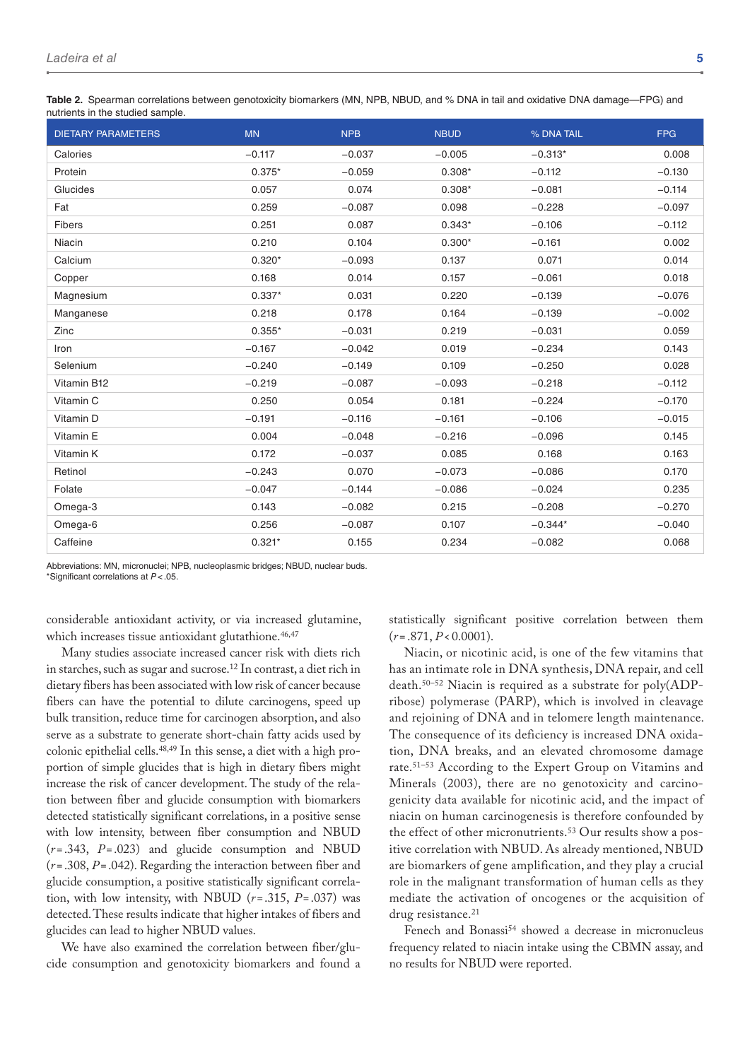**Table 2.** Spearman correlations between genotoxicity biomarkers (MN, NPB, NBUD, and % DNA in tail and oxidative DNA damage—FPG) and nutrients in the studied sample.

| DIETARY PARAMETERS | MN | NPB | NBUD | % DNA TAIL | FPG |
|---|---|---|---|---|---|
| Calories | −0.117 | −0.037 | −0.005 | −0.313* | 0.008 |
| Protein | 0.375* | −0.059 | 0.308* | −0.112 | −0.130 |
| Glucides | 0.057 | 0.074 | 0.308* | −0.081 | −0.114 |
| Fat | 0.259 | −0.087 | 0.098 | −0.228 | −0.097 |
| Fibers | 0.251 | 0.087 | 0.343* | −0.106 | −0.112 |
| Niacin | 0.210 | 0.104 | 0.300* | −0.161 | 0.002 |
| Calcium | 0.320* | −0.093 | 0.137 | 0.071 | 0.014 |
| Copper | 0.168 | 0.014 | 0.157 | −0.061 | 0.018 |
| Magnesium | 0.337* | 0.031 | 0.220 | −0.139 | −0.076 |
| Manganese | 0.218 | 0.178 | 0.164 | −0.139 | −0.002 |
| Zinc | 0.355* | −0.031 | 0.219 | −0.031 | 0.059 |
| Iron | −0.167 | −0.042 | 0.019 | −0.234 | 0.143 |
| Selenium | −0.240 | −0.149 | 0.109 | −0.250 | 0.028 |
| Vitamin B12 | −0.219 | −0.087 | −0.093 | −0.218 | −0.112 |
| Vitamin C | 0.250 | 0.054 | 0.181 | −0.224 | −0.170 |
| Vitamin D | −0.191 | −0.116 | −0.161 | −0.106 | −0.015 |
| Vitamin E | 0.004 | −0.048 | −0.216 | −0.096 | 0.145 |
| Vitamin K | 0.172 | −0.037 | 0.085 | 0.168 | 0.163 |
| Retinol | −0.243 | 0.070 | −0.073 | −0.086 | 0.170 |
| Folate | −0.047 | −0.144 | −0.086 | −0.024 | 0.235 |
| Omega-3 | 0.143 | −0.082 | 0.215 | −0.208 | −0.270 |
| Omega-6 | 0.256 | −0.087 | 0.107 | −0.344* | −0.040 |
| Caffeine | 0.321* | 0.155 | 0.234 | −0.082 | 0.068 |

Abbreviations: MN, micronuclei; NPB, nucleoplasmic bridges; NBUD, nuclear buds.
*Significant correlations at $P < .05$.

considerable antioxidant activity, or via increased glutamine, which increases tissue antioxidant glutathione.[46,47]

Many studies associate increased cancer risk with diets rich in starches, such as sugar and sucrose.[12] In contrast, a diet rich in dietary fibers has been associated with low risk of cancer because fibers can have the potential to dilute carcinogens, speed up bulk transition, reduce time for carcinogen absorption, and also serve as a substrate to generate short-chain fatty acids used by colonic epithelial cells.[48,49] In this sense, a diet with a high proportion of simple glucides that is high in dietary fibers might increase the risk of cancer development. The study of the relation between fiber and glucide consumption with biomarkers detected statistically significant correlations, in a positive sense with low intensity, between fiber consumption and NBUD ($r = .343$, $P = .023$) and glucide consumption and NBUD ($r = .308$, $P = .042$). Regarding the interaction between fiber and glucide consumption, a positive statistically significant correlation, with low intensity, with NBUD ($r = .315$, $P = .037$) was detected. These results indicate that higher intakes of fibers and glucides can lead to higher NBUD values.

We have also examined the correlation between fiber/glucide consumption and genotoxicity biomarkers and found a statistically significant positive correlation between them ($r = .871$, $P < 0.0001$).

Niacin, or nicotinic acid, is one of the few vitamins that has an intimate role in DNA synthesis, DNA repair, and cell death.[50–52] Niacin is required as a substrate for poly(ADP-ribose) polymerase (PARP), which is involved in cleavage and rejoining of DNA and in telomere length maintenance. The consequence of its deficiency is increased DNA oxidation, DNA breaks, and an elevated chromosome damage rate.[51–53] According to the Expert Group on Vitamins and Minerals (2003), there are no genotoxicity and carcinogenicity data available for nicotinic acid, and the impact of niacin on human carcinogenesis is therefore confounded by the effect of other micronutrients.[53] Our results show a positive correlation with NBUD. As already mentioned, NBUD are biomarkers of gene amplification, and they play a crucial role in the malignant transformation of human cells as they mediate the activation of oncogenes or the acquisition of drug resistance.[21]

Fenech and Bonassi[54] showed a decrease in micronucleus frequency related to niacin intake using the CBMN assay, and no results for NBUD were reported.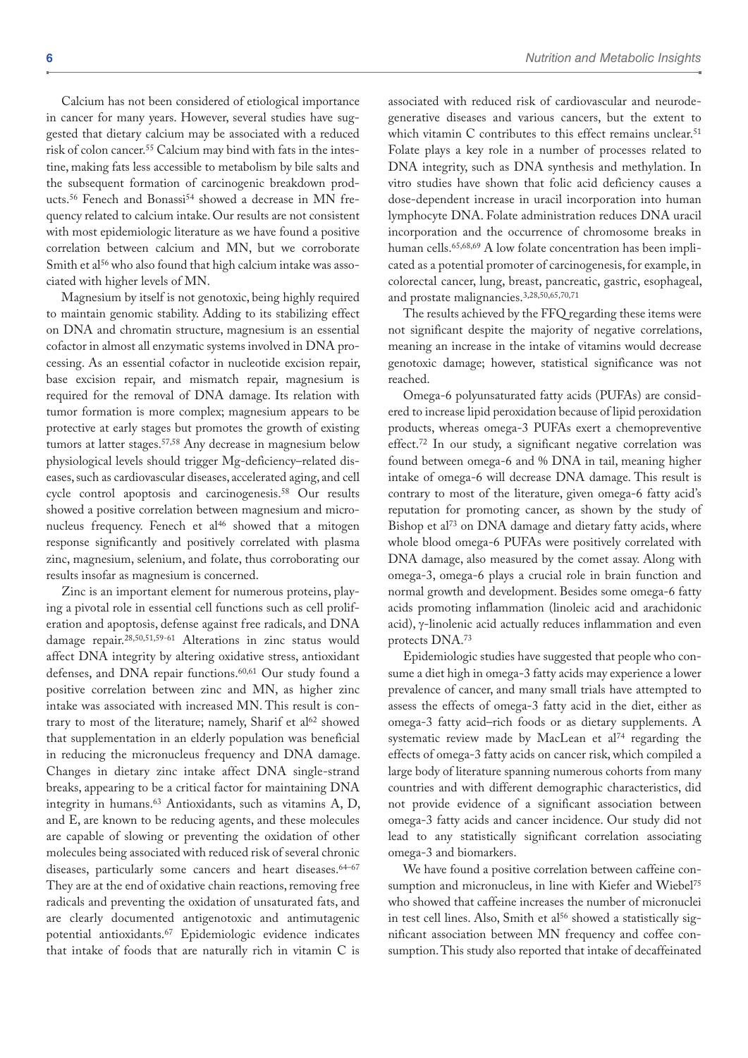Calcium has not been considered of etiological importance in cancer for many years. However, several studies have suggested that dietary calcium may be associated with a reduced risk of colon cancer.[55] Calcium may bind with fats in the intestine, making fats less accessible to metabolism by bile salts and the subsequent formation of carcinogenic breakdown products.[56] Fenech and Bonassi[54] showed a decrease in MN frequency related to calcium intake. Our results are not consistent with most epidemiologic literature as we have found a positive correlation between calcium and MN, but we corroborate Smith et al[56] who also found that high calcium intake was associated with higher levels of MN.

Magnesium by itself is not genotoxic, being highly required to maintain genomic stability. Adding to its stabilizing effect on DNA and chromatin structure, magnesium is an essential cofactor in almost all enzymatic systems involved in DNA processing. As an essential cofactor in nucleotide excision repair, base excision repair, and mismatch repair, magnesium is required for the removal of DNA damage. Its relation with tumor formation is more complex; magnesium appears to be protective at early stages but promotes the growth of existing tumors at latter stages.[57,58] Any decrease in magnesium below physiological levels should trigger Mg-deficiency–related diseases, such as cardiovascular diseases, accelerated aging, and cell cycle control apoptosis and carcinogenesis.[58] Our results showed a positive correlation between magnesium and micronucleus frequency. Fenech et al[46] showed that a mitogen response significantly and positively correlated with plasma zinc, magnesium, selenium, and folate, thus corroborating our results insofar as magnesium is concerned.

Zinc is an important element for numerous proteins, playing a pivotal role in essential cell functions such as cell proliferation and apoptosis, defense against free radicals, and DNA damage repair.[28,50,51,59–61] Alterations in zinc status would affect DNA integrity by altering oxidative stress, antioxidant defenses, and DNA repair functions.[60,61] Our study found a positive correlation between zinc and MN, as higher zinc intake was associated with increased MN. This result is contrary to most of the literature; namely, Sharif et al[62] showed that supplementation in an elderly population was beneficial in reducing the micronucleus frequency and DNA damage. Changes in dietary zinc intake affect DNA single-strand breaks, appearing to be a critical factor for maintaining DNA integrity in humans.[63] Antioxidants, such as vitamins A, D, and E, are known to be reducing agents, and these molecules are capable of slowing or preventing the oxidation of other molecules being associated with reduced risk of several chronic diseases, particularly some cancers and heart diseases.[64–67] They are at the end of oxidative chain reactions, removing free radicals and preventing the oxidation of unsaturated fats, and are clearly documented antigenotoxic and antimutagenic potential antioxidants.[67] Epidemiologic evidence indicates that intake of foods that are naturally rich in vitamin C is associated with reduced risk of cardiovascular and neurodegenerative diseases and various cancers, but the extent to which vitamin C contributes to this effect remains unclear.[51] Folate plays a key role in a number of processes related to DNA integrity, such as DNA synthesis and methylation. In vitro studies have shown that folic acid deficiency causes a dose-dependent increase in uracil incorporation into human lymphocyte DNA. Folate administration reduces DNA uracil incorporation and the occurrence of chromosome breaks in human cells.[65,68,69] A low folate concentration has been implicated as a potential promoter of carcinogenesis, for example, in colorectal cancer, lung, breast, pancreatic, gastric, esophageal, and prostate malignancies.[3,28,50,65,70,71]

The results achieved by the FFQ regarding these items were not significant despite the majority of negative correlations, meaning an increase in the intake of vitamins would decrease genotoxic damage; however, statistical significance was not reached.

Omega-6 polyunsaturated fatty acids (PUFAs) are considered to increase lipid peroxidation because of lipid peroxidation products, whereas omega-3 PUFAs exert a chemopreventive effect.[72] In our study, a significant negative correlation was found between omega-6 and % DNA in tail, meaning higher intake of omega-6 will decrease DNA damage. This result is contrary to most of the literature, given omega-6 fatty acid's reputation for promoting cancer, as shown by the study of Bishop et al[73] on DNA damage and dietary fatty acids, where whole blood omega-6 PUFAs were positively correlated with DNA damage, also measured by the comet assay. Along with omega-3, omega-6 plays a crucial role in brain function and normal growth and development. Besides some omega-6 fatty acids promoting inflammation (linoleic acid and arachidonic acid), γ-linolenic acid actually reduces inflammation and even protects DNA.[73]

Epidemiologic studies have suggested that people who consume a diet high in omega-3 fatty acids may experience a lower prevalence of cancer, and many small trials have attempted to assess the effects of omega-3 fatty acid in the diet, either as omega-3 fatty acid–rich foods or as dietary supplements. A systematic review made by MacLean et al[74] regarding the effects of omega-3 fatty acids on cancer risk, which compiled a large body of literature spanning numerous cohorts from many countries and with different demographic characteristics, did not provide evidence of a significant association between omega-3 fatty acids and cancer incidence. Our study did not lead to any statistically significant correlation associating omega-3 and biomarkers.

We have found a positive correlation between caffeine consumption and micronucleus, in line with Kiefer and Wiebel[75] who showed that caffeine increases the number of micronuclei in test cell lines. Also, Smith et al[56] showed a statistically significant association between MN frequency and coffee consumption. This study also reported that intake of decaffeinated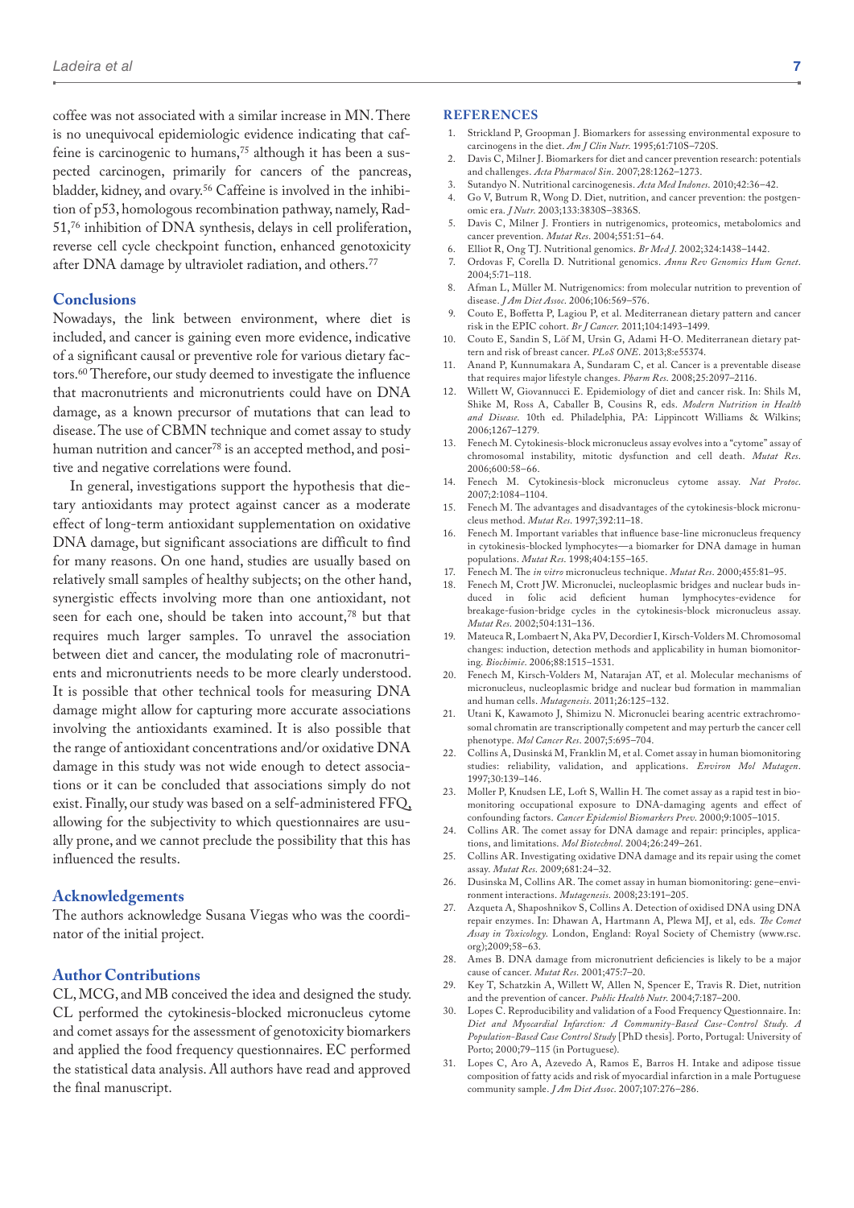coffee was not associated with a similar increase in MN. There is no unequivocal epidemiologic evidence indicating that caffeine is carcinogenic to humans,[75] although it has been a suspected carcinogen, primarily for cancers of the pancreas, bladder, kidney, and ovary.[56] Caffeine is involved in the inhibition of p53, homologous recombination pathway, namely, Rad-51,[76] inhibition of DNA synthesis, delays in cell proliferation, reverse cell cycle checkpoint function, enhanced genotoxicity after DNA damage by ultraviolet radiation, and others.[77]

## Conclusions

Nowadays, the link between environment, where diet is included, and cancer is gaining even more evidence, indicative of a significant causal or preventive role for various dietary factors.[60] Therefore, our study deemed to investigate the influence that macronutrients and micronutrients could have on DNA damage, as a known precursor of mutations that can lead to disease. The use of CBMN technique and comet assay to study human nutrition and cancer[78] is an accepted method, and positive and negative correlations were found.

In general, investigations support the hypothesis that dietary antioxidants may protect against cancer as a moderate effect of long-term antioxidant supplementation on oxidative DNA damage, but significant associations are difficult to find for many reasons. On one hand, studies are usually based on relatively small samples of healthy subjects; on the other hand, synergistic effects involving more than one antioxidant, not seen for each one, should be taken into account,[78] but that requires much larger samples. To unravel the association between diet and cancer, the modulating role of macronutrients and micronutrients needs to be more clearly understood. It is possible that other technical tools for measuring DNA damage might allow for capturing more accurate associations involving the antioxidants examined. It is also possible that the range of antioxidant concentrations and/or oxidative DNA damage in this study was not wide enough to detect associations or it can be concluded that associations simply do not exist. Finally, our study was based on a self-administered FFQ, allowing for the subjectivity to which questionnaires are usually prone, and we cannot preclude the possibility that this has influenced the results.

## Acknowledgements

The authors acknowledge Susana Viegas who was the coordinator of the initial project.

## Author Contributions

CL, MCG, and MB conceived the idea and designed the study. CL performed the cytokinesis-blocked micronucleus cytome and comet assays for the assessment of genotoxicity biomarkers and applied the food frequency questionnaires. EC performed the statistical data analysis. All authors have read and approved the final manuscript.

## References

1. Strickland P, Groopman J. Biomarkers for assessing environmental exposure to carcinogens in the diet. *Am J Clin Nutr*. 1995;61:710S–720S.
2. Davis C, Milner J. Biomarkers for diet and cancer prevention research: potentials and challenges. *Acta Pharmacol Sin*. 2007;28:1262–1273.
3. Sutandyo N. Nutritional carcinogenesis. *Acta Med Indones*. 2010;42:36–42.
4. Go V, Butrum R, Wong D. Diet, nutrition, and cancer prevention: the postgenomic era. *J Nutr*. 2003;133:3830S–3836S.
5. Davis C, Milner J. Frontiers in nutrigenomics, proteomics, metabolomics and cancer prevention. *Mutat Res*. 2004;551:51–64.
6. Elliot R, Ong TJ. Nutritional genomics. *Br Med J*. 2002;324:1438–1442.
7. Ordovas F, Corella D. Nutritional genomics. *Annu Rev Genomics Hum Genet*. 2004;5:71–118.
8. Afman L, Müller M. Nutrigenomics: from molecular nutrition to prevention of disease. *J Am Diet Assoc*. 2006;106:569–576.
9. Couto E, Boffetta P, Lagiou P, et al. Mediterranean dietary pattern and cancer risk in the EPIC cohort. *Br J Cancer*. 2011;104:1493–1499.
10. Couto E, Sandin S, Löf M, Ursin G, Adami H-O. Mediterranean dietary pattern and risk of breast cancer. *PLoS ONE*. 2013;8:e55374.
11. Anand P, Kunnumakara A, Sundaram C, et al. Cancer is a preventable disease that requires major lifestyle changes. *Pharm Res*. 2008;25:2097–2116.
12. Willett W, Giovannucci E. Epidemiology of diet and cancer risk. In: Shils M, Shike M, Ross A, Caballer B, Cousins R, eds. *Modern Nutrition in Health and Disease*. 10th ed. Philadelphia, PA: Lippincott Williams & Wilkins; 2006;1267–1279.
13. Fenech M. Cytokinesis-block micronucleus assay evolves into a "cytome" assay of chromosomal instability, mitotic dysfunction and cell death. *Mutat Res*. 2006;600:58–66.
14. Fenech M. Cytokinesis-block micronucleus cytome assay. *Nat Protoc*. 2007;2:1084–1104.
15. Fenech M. The advantages and disadvantages of the cytokinesis-block micronucleus method. *Mutat Res*. 1997;392:11–18.
16. Fenech M. Important variables that influence base-line micronucleus frequency in cytokinesis-blocked lymphocytes—a biomarker for DNA damage in human populations. *Mutat Res*. 1998;404:155–165.
17. Fenech M. The *in vitro* micronucleus technique. *Mutat Res*. 2000;455:81–95.
18. Fenech M, Crott JW. Micronuclei, nucleoplasmic bridges and nuclear buds induced in folic acid deficient human lymphocytes-evidence for breakage-fusion-bridge cycles in the cytokinesis-block micronucleus assay. *Mutat Res*. 2002;504:131–136.
19. Mateuca R, Lombaert N, Aka PV, Decordier I, Kirsch-Volders M. Chromosomal changes: induction, detection methods and applicability in human biomonitoring. *Biochimie*. 2006;88:1515–1531.
20. Fenech M, Kirsch-Volders M, Natarajan AT, et al. Molecular mechanisms of micronucleus, nucleoplasmic bridge and nuclear bud formation in mammalian and human cells. *Mutagenesis*. 2011;26:125–132.
21. Utani K, Kawamoto J, Shimizu N. Micronuclei bearing acentric extrachromosomal chromatin are transcriptionally competent and may perturb the cancer cell phenotype. *Mol Cancer Res*. 2007;5:695–704.
22. Collins A, Dusinská M, Franklin M, et al. Comet assay in human biomonitoring studies: reliability, validation, and applications. *Environ Mol Mutagen*. 1997;30:139–146.
23. Moller P, Knudsen LE, Loft S, Wallin H. The comet assay as a rapid test in biomonitoring occupational exposure to DNA-damaging agents and effect of confounding factors. *Cancer Epidemiol Biomarkers Prev*. 2000;9:1005–1015.
24. Collins AR. The comet assay for DNA damage and repair: principles, applications, and limitations. *Mol Biotechnol*. 2004;26:249–261.
25. Collins AR. Investigating oxidative DNA damage and its repair using the comet assay. *Mutat Res*. 2009;681:24–32.
26. Dusinska M, Collins AR. The comet assay in human biomonitoring: gene–environment interactions. *Mutagenesis*. 2008;23:191–205.
27. Azqueta A, Shaposhnikov S, Collins A. Detection of oxidised DNA using DNA repair enzymes. In: Dhawan A, Hartmann A, Plewa MJ, et al, eds. *The Comet Assay in Toxicology*. London, England: Royal Society of Chemistry (www.rsc.org);2009;58–63.
28. Ames B. DNA damage from micronutrient deficiencies is likely to be a major cause of cancer. *Mutat Res*. 2001;475:7–20.
29. Key T, Schatzkin A, Willett W, Allen N, Spencer E, Travis R. Diet, nutrition and the prevention of cancer. *Public Health Nutr*. 2004;7:187–200.
30. Lopes C. Reproducibility and validation of a Food Frequency Questionnaire. In: *Diet and Myocardial Infarction: A Community-Based Case-Control Study. A Population-Based Case Control Study* [PhD thesis]. Porto, Portugal: University of Porto; 2000;79–115 (in Portuguese).
31. Lopes C, Aro A, Azevedo A, Ramos E, Barros H. Intake and adipose tissue composition of fatty acids and risk of myocardial infarction in a male Portuguese community sample. *J Am Diet Assoc*. 2007;107:276–286.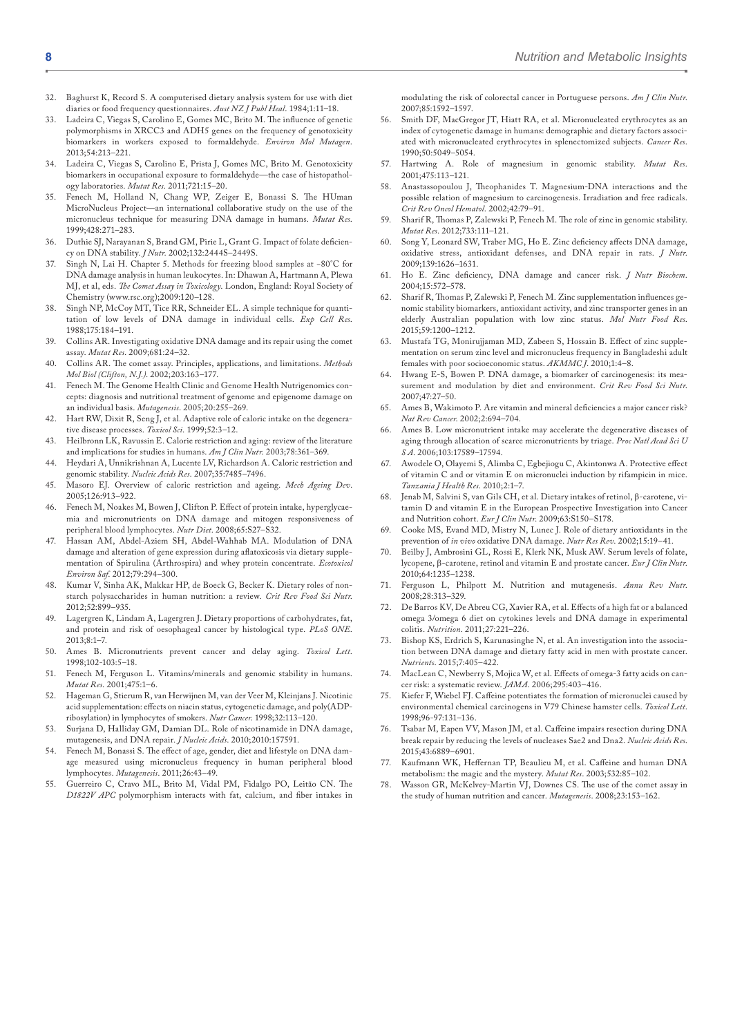32. Baghurst K, Record S. A computerised dietary analysis system for use with diet diaries or food frequency questionnaires. *Aust NZ J Publ Heal*. 1984;1:11–18.
33. Ladeira C, Viegas S, Carolino E, Gomes MC, Brito M. The influence of genetic polymorphisms in XRCC3 and ADH5 genes on the frequency of genotoxicity biomarkers in workers exposed to formaldehyde. *Environ Mol Mutagen*. 2013;54:213–221.
34. Ladeira C, Viegas S, Carolino E, Prista J, Gomes MC, Brito M. Genotoxicity biomarkers in occupational exposure to formaldehyde—the case of histopathology laboratories. *Mutat Res*. 2011;721:15–20.
35. Fenech M, Holland N, Chang WP, Zeiger E, Bonassi S. The HUman MicroNucleus Project—an international collaborative study on the use of the micronucleus technique for measuring DNA damage in humans. *Mutat Res*. 1999;428:271–283.
36. Duthie SJ, Narayanan S, Brand GM, Pirie L, Grant G. Impact of folate deficiency on DNA stability. *J Nutr*. 2002;132:2444S–2449S.
37. Singh N, Lai H. Chapter 5. Methods for freezing blood samples at -80°C for DNA damage analysis in human leukocytes. In: Dhawan A, Hartmann A, Plewa MJ, et al, eds. *The Comet Assay in Toxicology*. London, England: Royal Society of Chemistry (www.rsc.org);2009:120–128.
38. Singh NP, McCoy MT, Tice RR, Schneider EL. A simple technique for quantitation of low levels of DNA damage in individual cells. *Exp Cell Res*. 1988;175:184–191.
39. Collins AR. Investigating oxidative DNA damage and its repair using the comet assay. *Mutat Res*. 2009;681:24–32.
40. Collins AR. The comet assay. Principles, applications, and limitations. *Methods Mol Biol (Clifton, N.J.)*. 2002;203:163–177.
41. Fenech M. The Genome Health Clinic and Genome Health Nutrigenomics concepts: diagnosis and nutritional treatment of genome and epigenome damage on an individual basis. *Mutagenesis*. 2005;20:255–269.
42. Hart RW, Dixit R, Seng J, et al. Adaptive role of caloric intake on the degenerative disease processes. *Toxicol Sci*. 1999;52:3–12.
43. Heilbronn LK, Ravussin E. Calorie restriction and aging: review of the literature and implications for studies in humans. *Am J Clin Nutr*. 2003;78:361–369.
44. Heydari A, Unnikrishnan A, Lucente LV, Richardson A. Caloric restriction and genomic stability. *Nucleic Acids Res*. 2007;35:7485–7496.
45. Masoro EJ. Overview of caloric restriction and ageing. *Mech Ageing Dev*. 2005;126:913–922.
46. Fenech M, Noakes M, Bowen J, Clifton P. Effect of protein intake, hyperglycaemia and micronutrients on DNA damage and mitogen responsiveness of peripheral blood lymphocytes. *Nutr Diet*. 2008;65:S27–S32.
47. Hassan AM, Abdel-Aziem SH, Abdel-Wahhab MA. Modulation of DNA damage and alteration of gene expression during aflatoxicosis via dietary supplementation of Spirulina (Arthrospira) and whey protein concentrate. *Ecotoxicol Environ Saf*. 2012;79:294–300.
48. Kumar V, Sinha AK, Makkar HP, de Boeck G, Becker K. Dietary roles of non-starch polysaccharides in human nutrition: a review. *Crit Rev Food Sci Nutr*. 2012;52:899–935.
49. Lagergren K, Lindam A, Lagergren J. Dietary proportions of carbohydrates, fat, and protein and risk of oesophageal cancer by histological type. *PLoS ONE*. 2013;8:1–7.
50. Ames B. Micronutrients prevent cancer and delay aging. *Toxicol Lett*. 1998;102-103:5–18.
51. Fenech M, Ferguson L. Vitamins/minerals and genomic stability in humans. *Mutat Res*. 2001;475:1–6.
52. Hageman G, Stierum R, van Herwijnen M, van der Veer M, Kleinjans J. Nicotinic acid supplementation: effects on niacin status, cytogenetic damage, and poly(ADP-ribosylation) in lymphocytes of smokers. *Nutr Cancer*. 1998;32:113–120.
53. Surjana D, Halliday GM, Damian DL. Role of nicotinamide in DNA damage, mutagenesis, and DNA repair. *J Nucleic Acids*. 2010;2010:157591.
54. Fenech M, Bonassi S. The effect of age, gender, diet and lifestyle on DNA damage measured using micronucleus frequency in human peripheral blood lymphocytes. *Mutagenesis*. 2011;26:43–49.
55. Guerreiro C, Cravo ML, Brito M, Vidal PM, Fidalgo PO, Leitão CN. The *D1822V APC* polymorphism interacts with fat, calcium, and fiber intakes in modulating the risk of colorectal cancer in Portuguese persons. *Am J Clin Nutr*. 2007;85:1592–1597.
56. Smith DF, MacGregor JT, Hiatt RA, et al. Micronucleated erythrocytes as an index of cytogenetic damage in humans: demographic and dietary factors associated with micronucleated erythrocytes in splenectomized subjects. *Cancer Res*. 1990;50:5049–5054.
57. Hartwing A. Role of magnesium in genomic stability. *Mutat Res*. 2001;475:113–121.
58. Anastassopoulou J, Theophanides T. Magnesium-DNA interactions and the possible relation of magnesium to carcinogenesis. Irradiation and free radicals. *Crit Rev Oncol Hematol*. 2002;42:79–91.
59. Sharif R, Thomas P, Zalewski P, Fenech M. The role of zinc in genomic stability. *Mutat Res*. 2012;733:111–121.
60. Song Y, Leonard SW, Traber MG, Ho E. Zinc deficiency affects DNA damage, oxidative stress, antioxidant defenses, and DNA repair in rats. *J Nutr*. 2009;139:1626–1631.
61. Ho E. Zinc deficiency, DNA damage and cancer risk. *J Nutr Biochem*. 2004;15:572–578.
62. Sharif R, Thomas P, Zalewski P, Fenech M. Zinc supplementation influences genomic stability biomarkers, antioxidant activity, and zinc transporter genes in an elderly Australian population with low zinc status. *Mol Nutr Food Res*. 2015;59:1200–1212.
63. Mustafa TG, Monirujjaman MD, Zabeen S, Hossain B. Effect of zinc supplementation on serum zinc level and micronucleus frequency in Bangladeshi adult females with poor socioeconomic status. *AKMMC J*. 2010;1:4–8.
64. Hwang E-S, Bowen P. DNA damage, a biomarker of carcinogenesis: its measurement and modulation by diet and environment. *Crit Rev Food Sci Nutr*. 2007;47:27–50.
65. Ames B, Wakimoto P. Are vitamin and mineral deficiencies a major cancer risk? *Nat Rev Cancer*. 2002;2:694–704.
66. Ames B. Low micronutrient intake may accelerate the degenerative diseases of aging through allocation of scarce micronutrients by triage. *Proc Natl Acad Sci U S A*. 2006;103:17589–17594.
67. Awodele O, Olayemi S, Alimba C, Egbejiogu C, Akintonwa A. Protective effect of vitamin C and or vitamin E on micronuclei induction by rifampicin in mice. *Tanzania J Health Res*. 2010;2:1–7.
68. Jenab M, Salvini S, van Gils CH, et al. Dietary intakes of retinol, β-carotene, vitamin D and vitamin E in the European Prospective Investigation into Cancer and Nutrition cohort. *Eur J Clin Nutr*. 2009;63:S150–S178.
69. Cooke MS, Evand MD, Mistry N, Lunec J. Role of dietary antioxidants in the prevention of *in vivo* oxidative DNA damage. *Nutr Res Rev*. 2002;15:19–41.
70. Beilby J, Ambrosini GL, Rossi E, Klerk NK, Musk AW. Serum levels of folate, lycopene, β-carotene, retinol and vitamin E and prostate cancer. *Eur J Clin Nutr*. 2010;64:1235–1238.
71. Ferguson L, Philpott M. Nutrition and mutagenesis. *Annu Rev Nutr*. 2008;28:313–329.
72. De Barros KV, De Abreu CG, Xavier RA, et al. Effects of a high fat or a balanced omega 3/omega 6 diet on cytokines levels and DNA damage in experimental colitis. *Nutrition*. 2011;27:221–226.
73. Bishop KS, Erdrich S, Karunasinghe N, et al. An investigation into the association between DNA damage and dietary fatty acid in men with prostate cancer. *Nutrients*. 2015;7:405–422.
74. MacLean C, Newberry S, Mojica W, et al. Effects of omega-3 fatty acids on cancer risk: a systematic review. *JAMA*. 2006;295:403–416.
75. Kiefer F, Wiebel FJ. Caffeine potentiates the formation of micronuclei caused by environmental chemical carcinogens in V79 Chinese hamster cells. *Toxicol Lett*. 1998;96-97:131–136.
76. Tsabar M, Eapen VV, Mason JM, et al. Caffeine impairs resection during DNA break repair by reducing the levels of nucleases Sae2 and Dna2. *Nucleic Acids Res*. 2015;43:6889–6901.
77. Kaufmann WK, Heffernan TP, Beaulieu M, et al. Caffeine and human DNA metabolism: the magic and the mystery. *Mutat Res*. 2003;532:85–102.
78. Wasson GR, McKelvey-Martin VJ, Downes CS. The use of the comet assay in the study of human nutrition and cancer. *Mutagenesis*. 2008;23:153–162.